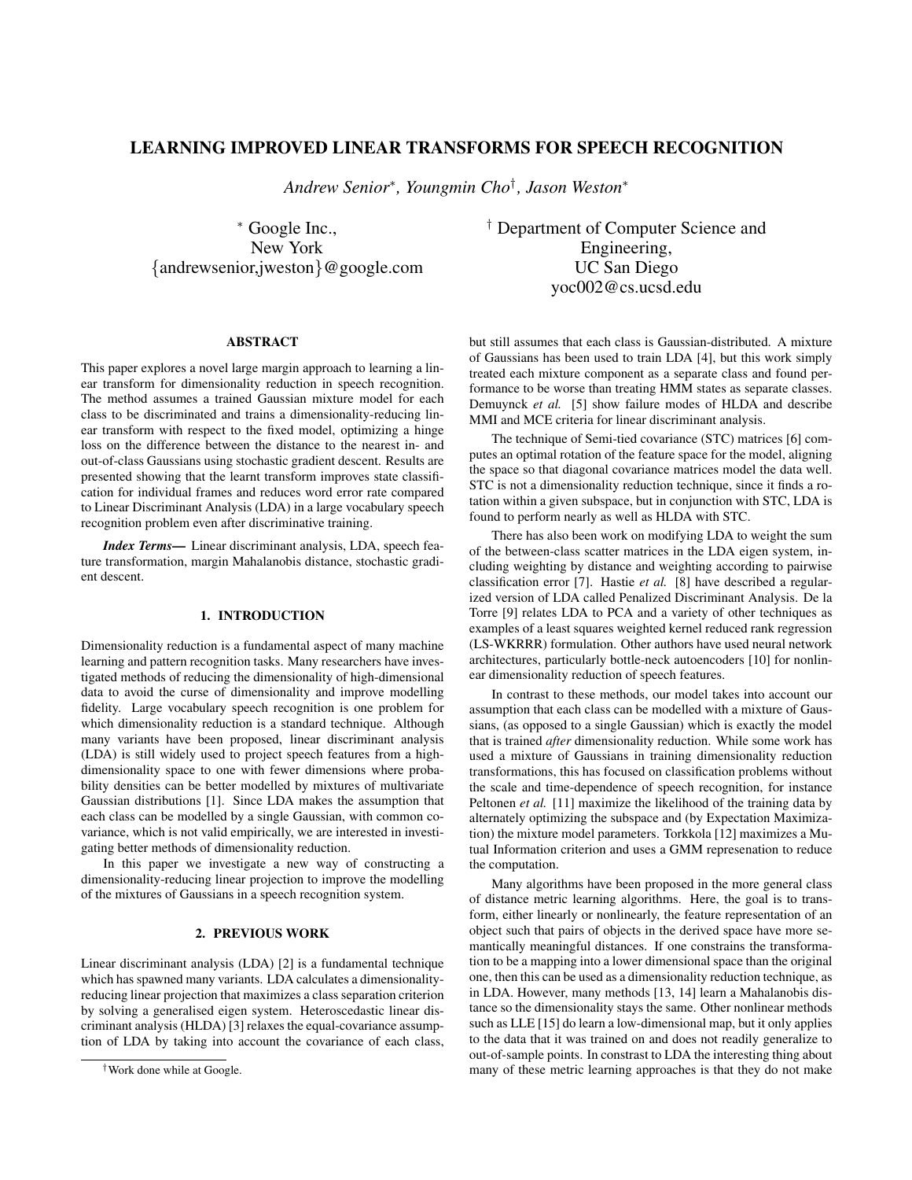# LEARNING IMPROVED LINEAR TRANSFORMS FOR SPEECH RECOGNITION

*Andrew Senior*[*], *Youngmin Cho*[†], *Jason Weston*[*]

[*] Google Inc., New York
{andrewsenior,jweston}@google.com

[†] Department of Computer Science and Engineering, UC San Diego
yoc002@cs.ucsd.edu

## ABSTRACT

This paper explores a novel large margin approach to learning a linear transform for dimensionality reduction in speech recognition. The method assumes a trained Gaussian mixture model for each class to be discriminated and trains a dimensionality-reducing linear transform with respect to the fixed model, optimizing a hinge loss on the difference between the distance to the nearest in- and out-of-class Gaussians using stochastic gradient descent. Results are presented showing that the learnt transform improves state classification for individual frames and reduces word error rate compared to Linear Discriminant Analysis (LDA) in a large vocabulary speech recognition problem even after discriminative training.

***Index Terms*—** Linear discriminant analysis, LDA, speech feature transformation, margin Mahalanobis distance, stochastic gradient descent.

## 1. INTRODUCTION

Dimensionality reduction is a fundamental aspect of many machine learning and pattern recognition tasks. Many researchers have investigated methods of reducing the dimensionality of high-dimensional data to avoid the curse of dimensionality and improve modelling fidelity. Large vocabulary speech recognition is one problem for which dimensionality reduction is a standard technique. Although many variants have been proposed, linear discriminant analysis (LDA) is still widely used to project speech features from a high-dimensionality space to one with fewer dimensions where probability densities can be better modelled by mixtures of multivariate Gaussian distributions [1]. Since LDA makes the assumption that each class can be modelled by a single Gaussian, with common covariance, which is not valid empirically, we are interested in investigating better methods of dimensionality reduction.

In this paper we investigate a new way of constructing a dimensionality-reducing linear projection to improve the modelling of the mixtures of Gaussians in a speech recognition system.

## 2. PREVIOUS WORK

Linear discriminant analysis (LDA) [2] is a fundamental technique which has spawned many variants. LDA calculates a dimensionality-reducing linear projection that maximizes a class separation criterion by solving a generalised eigen system. Heteroscedastic linear discriminant analysis (HLDA) [3] relaxes the equal-covariance assumption of LDA by taking into account the covariance of each class, but still assumes that each class is Gaussian-distributed. A mixture of Gaussians has been used to train LDA [4], but this work simply treated each mixture component as a separate class and found performance to be worse than treating HMM states as separate classes. Demuynck *et al.* [5] show failure modes of HLDA and describe MMI and MCE criteria for linear discriminant analysis.

The technique of Semi-tied covariance (STC) matrices [6] computes an optimal rotation of the feature space for the model, aligning the space so that diagonal covariance matrices model the data well. STC is not a dimensionality reduction technique, since it finds a rotation within a given subspace, but in conjunction with STC, LDA is found to perform nearly as well as HLDA with STC.

There has also been work on modifying LDA to weight the sum of the between-class scatter matrices in the LDA eigen system, including weighting by distance and weighting according to pairwise classification error [7]. Hastie *et al.* [8] have described a regularized version of LDA called Penalized Discriminant Analysis. De la Torre [9] relates LDA to PCA and a variety of other techniques as examples of a least squares weighted kernel reduced rank regression (LS-WKRRR) formulation. Other authors have used neural network architectures, particularly bottle-neck autoencoders [10] for nonlinear dimensionality reduction of speech features.

In contrast to these methods, our model takes into account our assumption that each class can be modelled with a mixture of Gaussians, (as opposed to a single Gaussian) which is exactly the model that is trained *after* dimensionality reduction. While some work has used a mixture of Gaussians in training dimensionality reduction transformations, this has focused on classification problems without the scale and time-dependence of speech recognition, for instance Peltonen *et al.* [11] maximize the likelihood of the training data by alternately optimizing the subspace and (by Expectation Maximization) the mixture model parameters. Torkkola [12] maximizes a Mutual Information criterion and uses a GMM represenation to reduce the computation.

Many algorithms have been proposed in the more general class of distance metric learning algorithms. Here, the goal is to transform, either linearly or nonlinearly, the feature representation of an object such that pairs of objects in the derived space have more semantically meaningful distances. If one constrains the transformation to be a mapping into a lower dimensional space than the original one, then this can be used as a dimensionality reduction technique, as in LDA. However, many methods [13, 14] learn a Mahalanobis distance so the dimensionality stays the same. Other nonlinear methods such as LLE [15] do learn a low-dimensional map, but it only applies to the data that it was trained on and does not readily generalize to out-of-sample points. In constrast to LDA the interesting thing about many of these metric learning approaches is that they do not make

[†] Work done while at Google.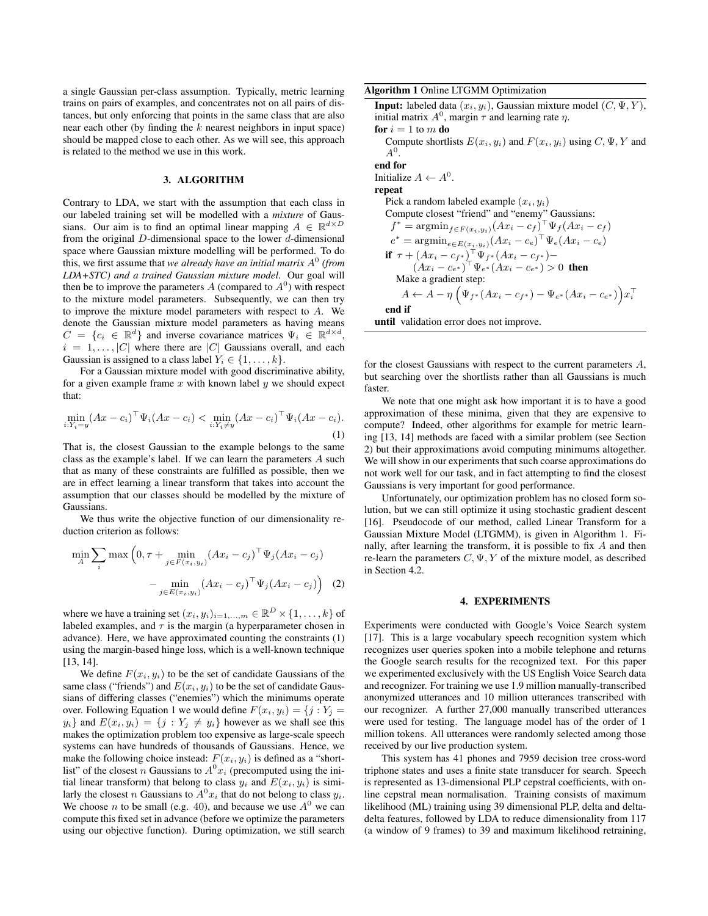a single Gaussian per-class assumption. Typically, metric learning trains on pairs of examples, and concentrates not on all pairs of distances, but only enforcing that points in the same class that are also near each other (by finding the $k$ nearest neighbors in input space) should be mapped close to each other. As we will see, this approach is related to the method we use in this work.

## 3. ALGORITHM

Contrary to LDA, we start with the assumption that each class in our labeled training set will be modelled with a *mixture* of Gaussians. Our aim is to find an optimal linear mapping $A \in \mathbb{R}^{d \times D}$ from the original $D$-dimensional space to the lower $d$-dimensional space where Gaussian mixture modelling will be performed. To do this, we first assume that *we already have an initial matrix $A^0$ (from LDA+STC) and a trained Gaussian mixture model*. Our goal will then be to improve the parameters $A$ (compared to $A^0$) with respect to the mixture model parameters. Subsequently, we can then try to improve the mixture model parameters with respect to $A$. We denote the Gaussian mixture model parameters as having means $C = \{c_i \in \mathbb{R}^d\}$ and inverse covariance matrices $\Psi_i \in \mathbb{R}^{d \times d}$, $i = 1, \ldots, |C|$ where there are $|C|$ Gaussians overall, and each Gaussian is assigned to a class label $Y_i \in \{1, \ldots, k\}$.

For a Gaussian mixture model with good discriminative ability, for a given example frame $x$ with known label $y$ we should expect that:

$$\min_{i: Y_i = y} (Ax - c_i)^\top \Psi_i (Ax - c_i) < \min_{i: Y_i \neq y} (Ax - c_i)^\top \Psi_i (Ax - c_i). \quad (1)$$

That is, the closest Gaussian to the example belongs to the same class as the example's label. If we can learn the parameters $A$ such that as many of these constraints are fulfilled as possible, then we are in effect learning a linear transform that takes into account the assumption that our classes should be modelled by the mixture of Gaussians.

We thus write the objective function of our dimensionality reduction criterion as follows:

$$\min_A \sum_i \max\Big(0, \tau + \min_{j \in F(x_i, y_i)} (Ax_i - c_j)^\top \Psi_j (Ax_i - c_j) - \min_{j \in E(x_i, y_i)} (Ax_i - c_j)^\top \Psi_j (Ax_i - c_j)\Big) \quad (2)$$

where we have a training set $(x_i, y_i)_{i=1,\ldots,m} \in \mathbb{R}^D \times \{1, \ldots, k\}$ of labeled examples, and $\tau$ is the margin (a hyperparameter chosen in advance). Here, we have approximated counting the constraints (1) using the margin-based hinge loss, which is a well-known technique [13, 14].

We define $F(x_i, y_i)$ to be the set of candidate Gaussians of the same class ("friends") and $E(x_i, y_i)$ to be the set of candidate Gaussians of differing classes ("enemies") which the minimums operate over. Following Equation 1 we would define $F(x_i, y_i) = \{j : Y_j = y_i\}$ and $E(x_i, y_i) = \{j : Y_j \neq y_i\}$ however as we shall see this makes the optimization problem too expensive as large-scale speech systems can have hundreds of thousands of Gaussians. Hence, we make the following choice instead: $F(x_i, y_i)$ is defined as a "shortlist" of the closest $n$ Gaussians to $A^0 x_i$ (precomputed using the initial linear transform) that belong to class $y_i$ and $E(x_i, y_i)$ is similarly the closest $n$ Gaussians to $A^0 x_i$ that do not belong to class $y_i$. We choose $n$ to be small (e.g. 40), and because we use $A^0$ we can compute this fixed set in advance (before we optimize the parameters using our objective function). During optimization, we still search for the closest Gaussians with respect to the current parameters $A$, but searching over the shortlists rather than all Gaussians is much faster.

**Algorithm 1** Online LTGMM Optimization

```
Input: labeled data (x_i, y_i), Gaussian mixture model (C, Ψ, Y),
initial matrix A^0, margin τ and learning rate η.
for i = 1 to m do
    Compute shortlists E(x_i, y_i) and F(x_i, y_i) using C, Ψ, Y and A^0.
end for
Initialize A ← A^0.
repeat
    Pick a random labeled example (x_i, y_i)
    Compute closest "friend" and "enemy" Gaussians:
      f* = argmin_{f ∈ F(x_i, y_i)} (Ax_i − c_f)^⊤ Ψ_f (Ax_i − c_f)
      e* = argmin_{e ∈ E(x_i, y_i)} (Ax_i − c_e)^⊤ Ψ_e (Ax_i − c_e)
    if τ + (Ax_i − c_{f*})^⊤ Ψ_{f*} (Ax_i − c_{f*}) −
          (Ax_i − c_{e*})^⊤ Ψ_{e*} (Ax_i − c_{e*}) > 0 then
        Make a gradient step:
          A ← A − η (Ψ_{f*}(Ax_i − c_{f*}) − Ψ_{e*}(Ax_i − c_{e*})) x_i^⊤
    end if
until validation error does not improve.
```

We note that one might ask how important it is to have a good approximation of these minima, given that they are expensive to compute? Indeed, other algorithms for example for metric learning [13, 14] methods are faced with a similar problem (see Section 2) but their approximations avoid computing minimums altogether. We will show in our experiments that such coarse approximations do not work well for our task, and in fact attempting to find the closest Gaussians is very important for good performance.

Unfortunately, our optimization problem has no closed form solution, but we can still optimize it using stochastic gradient descent [16]. Pseudocode of our method, called Linear Transform for a Gaussian Mixture Model (LTGMM), is given in Algorithm 1. Finally, after learning the transform, it is possible to fix $A$ and then re-learn the parameters $C, \Psi, Y$ of the mixture model, as described in Section 4.2.

## 4. EXPERIMENTS

Experiments were conducted with Google's Voice Search system [17]. This is a large vocabulary speech recognition system which recognizes user queries spoken into a mobile telephone and returns the Google search results for the recognized text. For this paper we experimented exclusively with the US English Voice Search data and recognizer. For training we use 1.9 million manually-transcribed anonymized utterances and 10 million utterances transcribed with our recognizer. A further 27,000 manually transcribed utterances were used for testing. The language model has of the order of 1 million tokens. All utterances were randomly selected among those received by our live production system.

This system has 41 phones and 7959 decision tree cross-word triphone states and uses a finite state transducer for search. Speech is represented as 13-dimensional PLP cepstral coefficients, with online cepstral mean normalisation. Training consists of maximum likelihood (ML) training using 39 dimensional PLP, delta and delta-delta features, followed by LDA to reduce dimensionality from 117 (a window of 9 frames) to 39 and maximum likelihood retraining,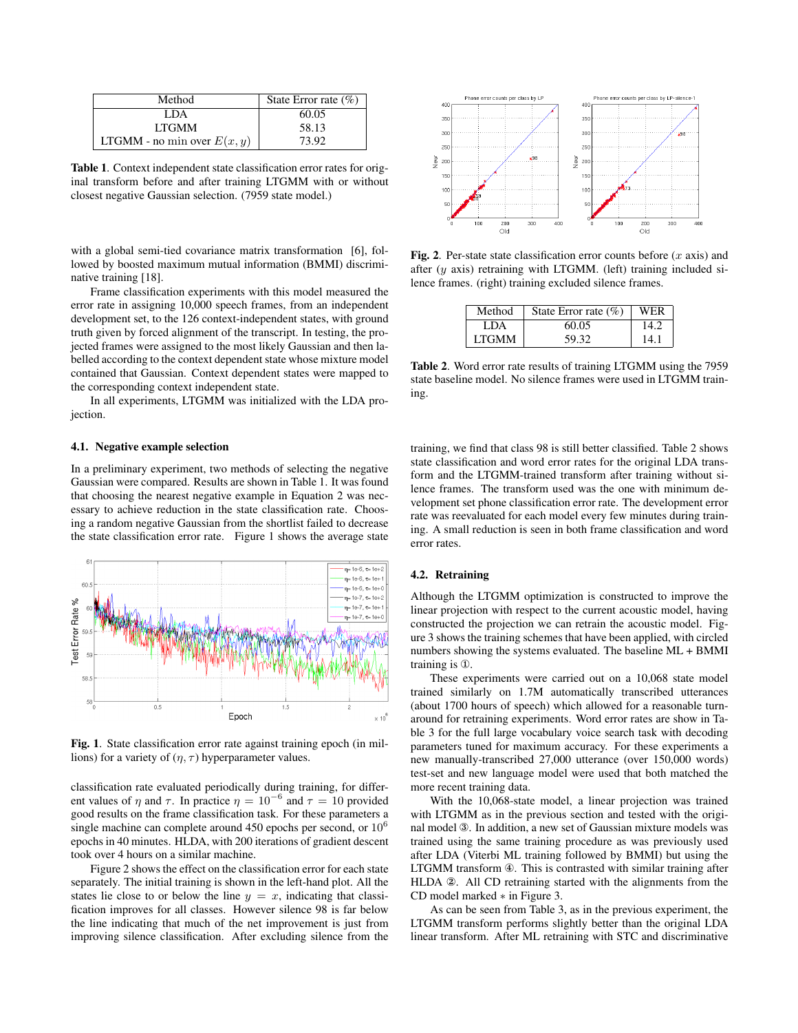| Method | State Error rate (%) |
|---|---|
| LDA | 60.05 |
| LTGMM | 58.13 |
| LTGMM - no min over $E(x, y)$ | 73.92 |

**Table 1**. Context independent state classification error rates for original transform before and after training LTGMM with or without closest negative Gaussian selection. (7959 state model.)

with a global semi-tied covariance matrix transformation [6], followed by boosted maximum mutual information (BMMI) discriminative training [18].

Frame classification experiments with this model measured the error rate in assigning 10,000 speech frames, from an independent development set, to the 126 context-independent states, with ground truth given by forced alignment of the transcript. In testing, the projected frames were assigned to the most likely Gaussian and then labelled according to the context dependent state whose mixture model contained that Gaussian. Context dependent states were mapped to the corresponding context independent state.

In all experiments, LTGMM was initialized with the LDA projection.

### 4.1. Negative example selection

In a preliminary experiment, two methods of selecting the negative Gaussian were compared. Results are shown in Table 1. It was found that choosing the nearest negative example in Equation 2 was necessary to achieve reduction in the state classification rate. Choosing a random negative Gaussian from the shortlist failed to decrease the state classification error rate. Figure 1 shows the average state

**Fig. 1**. State classification error rate against training epoch (in millions) for a variety of $(\eta, \tau)$ hyperparameter values.

classification rate evaluated periodically during training, for different values of $\eta$ and $\tau$. In practice $\eta = 10^{-6}$ and $\tau = 10$ provided good results on the frame classification task. For these parameters a single machine can complete around 450 epochs per second, or $10^6$ epochs in 40 minutes. HLDA, with 200 iterations of gradient descent took over 4 hours on a similar machine.

Figure 2 shows the effect on the classification error for each state separately. The initial training is shown in the left-hand plot. All the states lie close to or below the line $y = x$, indicating that classification improves for all classes. However silence 98 is far below the line indicating that much of the net improvement is just from improving silence classification. After excluding silence from the

**Fig. 2**. Per-state state classification error counts before ($x$ axis) and after ($y$ axis) retraining with LTGMM. (left) training included silence frames. (right) training excluded silence frames.

| Method | State Error rate (%) | WER |
|---|---|---|
| LDA | 60.05 | 14.2 |
| LTGMM | 59.32 | 14.1 |

**Table 2**. Word error rate results of training LTGMM using the 7959 state baseline model. No silence frames were used in LTGMM training.

training, we find that class 98 is still better classified. Table 2 shows state classification and word error rates for the original LDA transform and the LTGMM-trained transform after training without silence frames. The transform used was the one with minimum development set phone classification error rate. The development error rate was reevaluated for each model every few minutes during training. A small reduction is seen in both frame classification and word error rates.

### 4.2. Retraining

Although the LTGMM optimization is constructed to improve the linear projection with respect to the current acoustic model, having constructed the projection we can retrain the acoustic model. Figure 3 shows the training schemes that have been applied, with circled numbers showing the systems evaluated. The baseline ML + BMMI training is ①.

These experiments were carried out on a 10,068 state model trained similarly on 1.7M automatically transcribed utterances (about 1700 hours of speech) which allowed for a reasonable turnaround for retraining experiments. Word error rates are show in Table 3 for the full large vocabulary voice search task with decoding parameters tuned for maximum accuracy. For these experiments a new manually-transcribed 27,000 utterance (over 150,000 words) test-set and new language model were used that both matched the more recent training data.

With the 10,068-state model, a linear projection was trained with LTGMM as in the previous section and tested with the original model ③. In addition, a new set of Gaussian mixture models was trained using the same training procedure as was previously used after LDA (Viterbi ML training followed by BMMI) but using the LTGMM transform ④. This is contrasted with similar training after HLDA ②. All CD retraining started with the alignments from the CD model marked $*$ in Figure 3.

As can be seen from Table 3, as in the previous experiment, the LTGMM transform performs slightly better than the original LDA linear transform. After ML retraining with STC and discriminative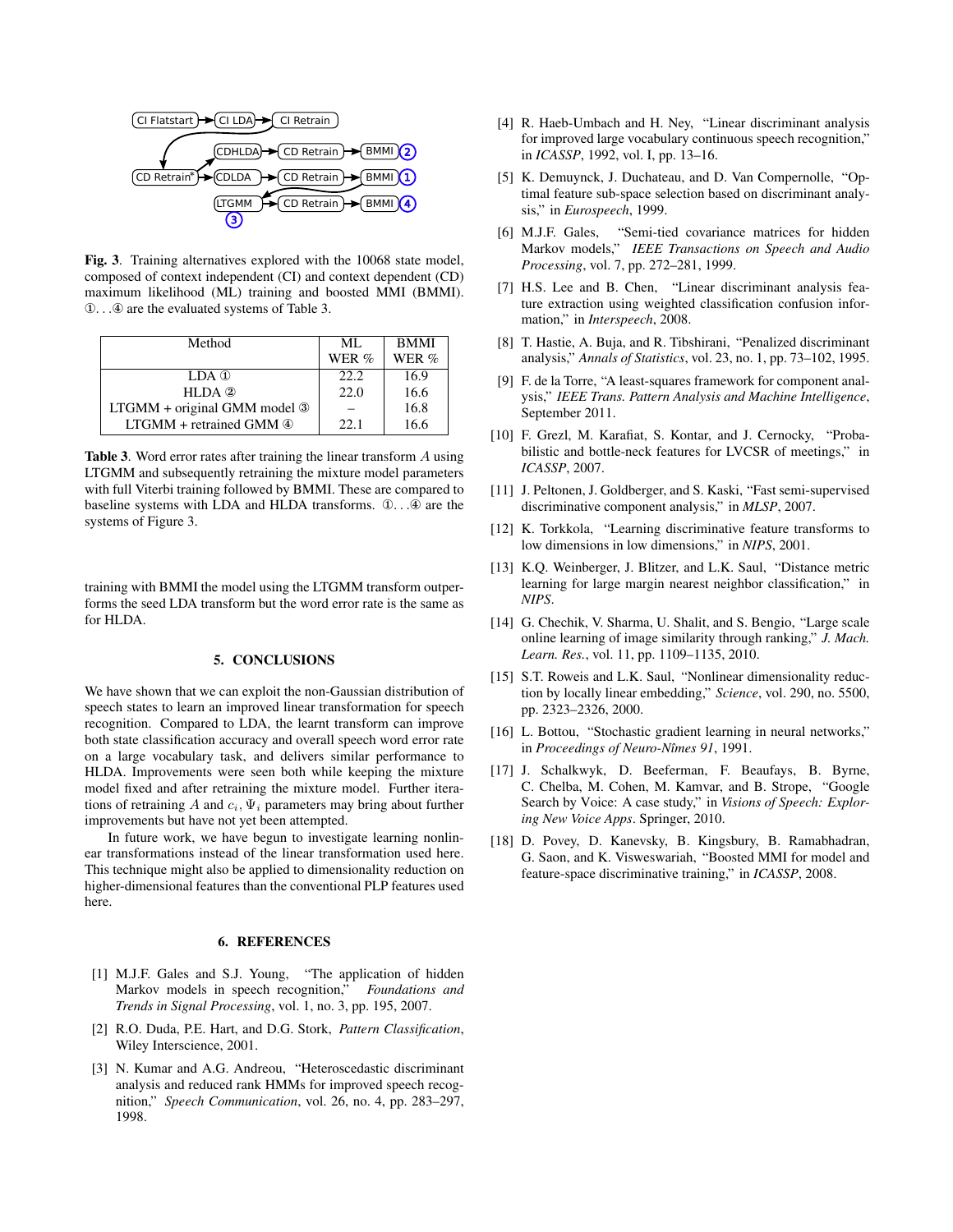CI Flatstart → CI LDA → CI Retrain

CDHLDA → CD Retrain → BMMI 2

CD Retrain* → CDLDA → CD Retrain → BMMI 1

LTGMM → CD Retrain → BMMI 4

3

**Fig. 3**. Training alternatives explored with the 10068 state model, composed of context independent (CI) and context dependent (CD) maximum likelihood (ML) training and boosted MMI (BMMI). ①. . .④ are the evaluated systems of Table 3.

| Method | ML WER % | BMMI WER % |
|---|---|---|
| LDA ① | 22.2 | 16.9 |
| HLDA ② | 22.0 | 16.6 |
| LTGMM + original GMM model ③ | – | 16.8 |
| LTGMM + retrained GMM ④ | 22.1 | 16.6 |

**Table 3**. Word error rates after training the linear transform $A$ using LTGMM and subsequently retraining the mixture model parameters with full Viterbi training followed by BMMI. These are compared to baseline systems with LDA and HLDA transforms. ①. . .④ are the systems of Figure 3.

training with BMMI the model using the LTGMM transform outperforms the seed LDA transform but the word error rate is the same as for HLDA.

## 5. CONCLUSIONS

We have shown that we can exploit the non-Gaussian distribution of speech states to learn an improved linear transformation for speech recognition. Compared to LDA, the learnt transform can improve both state classification accuracy and overall speech word error rate on a large vocabulary task, and delivers similar performance to HLDA. Improvements were seen both while keeping the mixture model fixed and after retraining the mixture model. Further iterations of retraining $A$ and $c_i, \Psi_i$ parameters may bring about further improvements but have not yet been attempted.

In future work, we have begun to investigate learning nonlinear transformations instead of the linear transformation used here. This technique might also be applied to dimensionality reduction on higher-dimensional features than the conventional PLP features used here.

## 6. REFERENCES

[1] M.J.F. Gales and S.J. Young, "The application of hidden Markov models in speech recognition," *Foundations and Trends in Signal Processing*, vol. 1, no. 3, pp. 195, 2007.

[2] R.O. Duda, P.E. Hart, and D.G. Stork, *Pattern Classification*, Wiley Interscience, 2001.

[3] N. Kumar and A.G. Andreou, "Heteroscedastic discriminant analysis and reduced rank HMMs for improved speech recognition," *Speech Communication*, vol. 26, no. 4, pp. 283–297, 1998.

[4] R. Haeb-Umbach and H. Ney, "Linear discriminant analysis for improved large vocabulary continuous speech recognition," in *ICASSP*, 1992, vol. I, pp. 13–16.

[5] K. Demuynck, J. Duchateau, and D. Van Compernolle, "Optimal feature sub-space selection based on discriminant analysis," in *Eurospeech*, 1999.

[6] M.J.F. Gales, "Semi-tied covariance matrices for hidden Markov models," *IEEE Transactions on Speech and Audio Processing*, vol. 7, pp. 272–281, 1999.

[7] H.S. Lee and B. Chen, "Linear discriminant analysis feature extraction using weighted classification confusion information," in *Interspeech*, 2008.

[8] T. Hastie, A. Buja, and R. Tibshirani, "Penalized discriminant analysis," *Annals of Statistics*, vol. 23, no. 1, pp. 73–102, 1995.

[9] F. de la Torre, "A least-squares framework for component analysis," *IEEE Trans. Pattern Analysis and Machine Intelligence*, September 2011.

[10] F. Grezl, M. Karafiat, S. Kontar, and J. Cernocky, "Probabilistic and bottle-neck features for LVCSR of meetings," in *ICASSP*, 2007.

[11] J. Peltonen, J. Goldberger, and S. Kaski, "Fast semi-supervised discriminative component analysis," in *MLSP*, 2007.

[12] K. Torkkola, "Learning discriminative feature transforms to low dimensions in low dimensions," in *NIPS*, 2001.

[13] K.Q. Weinberger, J. Blitzer, and L.K. Saul, "Distance metric learning for large margin nearest neighbor classification," in *NIPS*.

[14] G. Chechik, V. Sharma, U. Shalit, and S. Bengio, "Large scale online learning of image similarity through ranking," *J. Mach. Learn. Res.*, vol. 11, pp. 1109–1135, 2010.

[15] S.T. Roweis and L.K. Saul, "Nonlinear dimensionality reduction by locally linear embedding," *Science*, vol. 290, no. 5500, pp. 2323–2326, 2000.

[16] L. Bottou, "Stochastic gradient learning in neural networks," in *Proceedings of Neuro-Nîmes 91*, 1991.

[17] J. Schalkwyk, D. Beeferman, F. Beaufays, B. Byrne, C. Chelba, M. Cohen, M. Kamvar, and B. Strope, "Google Search by Voice: A case study," in *Visions of Speech: Exploring New Voice Apps*. Springer, 2010.

[18] D. Povey, D. Kanevsky, B. Kingsbury, B. Ramabhadran, G. Saon, and K. Visweswariah, "Boosted MMI for model and feature-space discriminative training," in *ICASSP*, 2008.